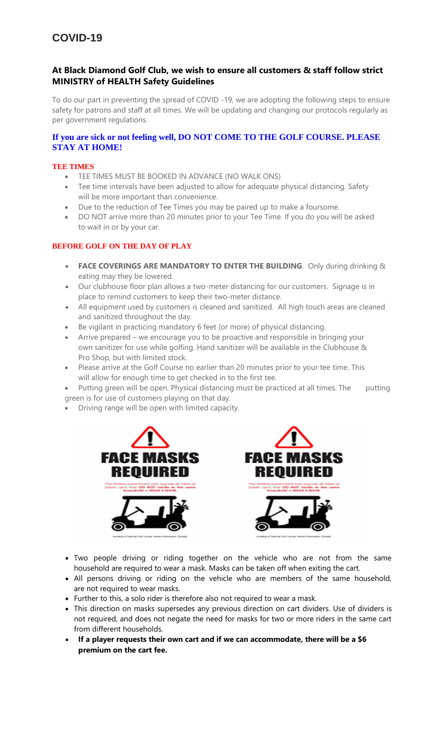# COVID-19

## At Black Diamond Golf Club, we wish to ensure all customers & staff follow strict MINISTRY of HEALTH Safety Guidelines

To do our part in preventing the spread of COVID -19, we are adopting the following steps to ensure safety for patrons and staff at all times. We will be updating and changing our protocols regularly as per government regulations.

### If you are sick or not feeling well, DO NOT COME TO THE GOLF COURSE. PLEASE STAY AT HOME!

#### TEE TIMES

- TEE TIMES MUST BE BOOKED IN ADVANCE (NO WALK ONS)
- Tee time intervals have been adjusted to allow for adequate physical distancing. Safety will be more important than convenience.
- Due to the reduction of Tee Times you may be paired up to make a foursome.
- DO NOT arrive more than 20 minutes prior to your Tee Time. If you do you will be asked to wait in or by your car.

#### BEFORE GOLF ON THE DAY OF PLAY

- **FACE COVERINGS ARE MANDATORY TO ENTER THE BUILDING**. Only during drinking & eating may they be lowered.
- Our clubhouse floor plan allows a two-meter distancing for our customers. Signage is in place to remind customers to keep their two-meter distance.
- All equipment used by customers is cleaned and sanitized. All high touch areas are cleaned and sanitized throughout the day.
- Be vigilant in practicing mandatory 6 feet (or more) of physical distancing.
- Arrive prepared – we encourage you to be proactive and responsible in bringing your own sanitizer for use while golfing. Hand sanitizer will be available in the Clubhouse & Pro Shop, but with limited stock.
- Please arrive at the Golf Course no earlier than 20 minutes prior to your tee time. This will allow for enough time to get checked in to the first tee.
- Putting green will be open. Physical distancing must be practiced at all times. The putting green is for use of customers playing on that day.
- Driving range will be open with limited capacity.

**FACE MASKS REQUIRED**

The Ontario Government now requires all riders of power carts that DO NOT reside in the same household to WEAR A MASK.

**FACE MASKS REQUIRED**

The Ontario Government now requires all riders of power carts that DO NOT reside in the same household to WEAR A MASK.

- Two people driving or riding together on the vehicle who are not from the same household are required to wear a mask. Masks can be taken off when exiting the cart.
- All persons driving or riding on the vehicle who are members of the same household, are not required to wear masks.
- Further to this, a solo rider is therefore also not required to wear a mask.
- This direction on masks supersedes any previous direction on cart dividers. Use of dividers is not required, and does not negate the need for masks for two or more riders in the same cart from different households.
- **If a player requests their own cart and if we can accommodate, there will be a $6 premium on the cart fee.**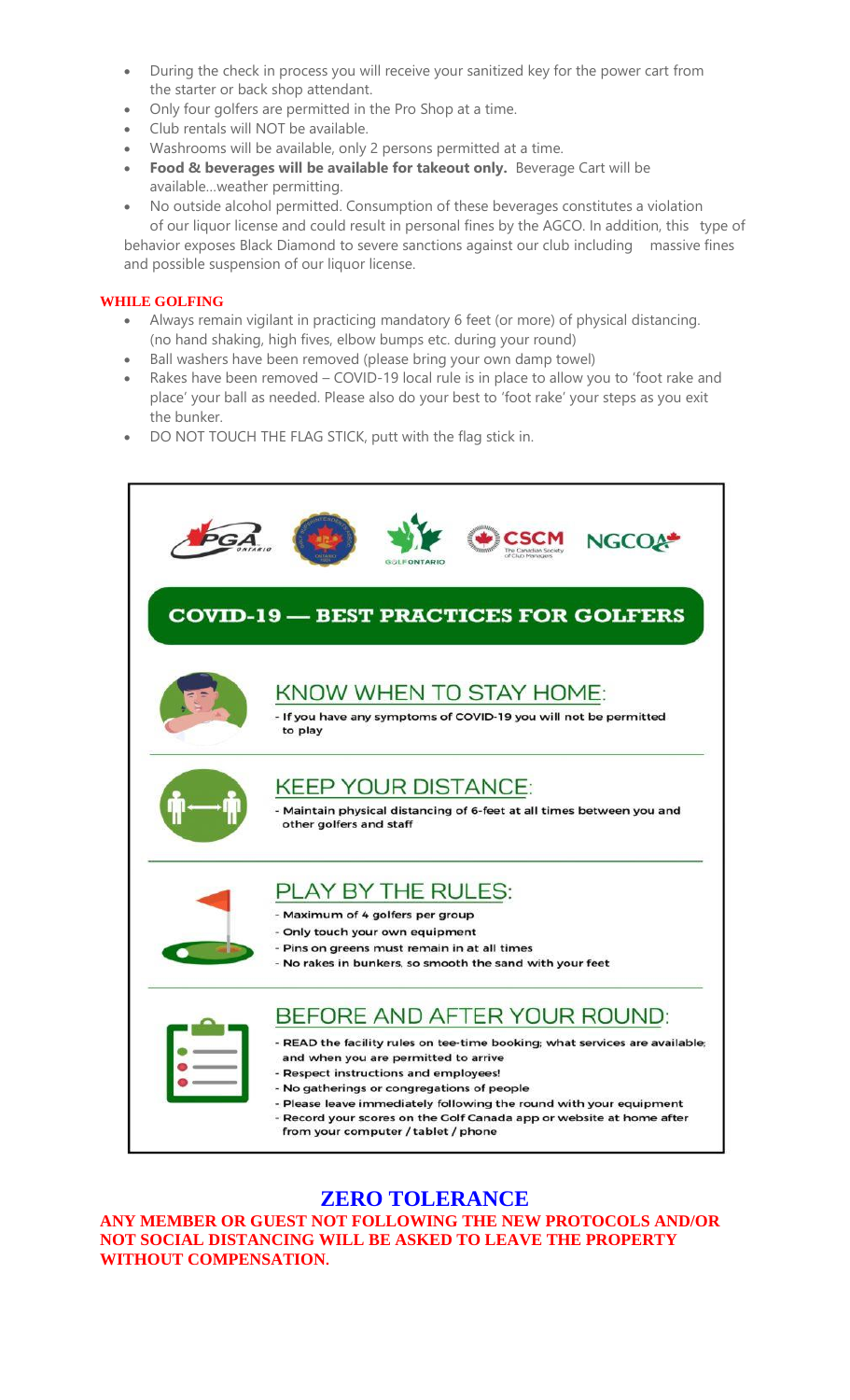- During the check in process you will receive your sanitized key for the power cart from the starter or back shop attendant.
- Only four golfers are permitted in the Pro Shop at a time.
- Club rentals will NOT be available.
- Washrooms will be available, only 2 persons permitted at a time.
- **Food & beverages will be available for takeout only.** Beverage Cart will be available…weather permitting.
- No outside alcohol permitted. Consumption of these beverages constitutes a violation of our liquor license and could result in personal fines by the AGCO. In addition, this type of behavior exposes Black Diamond to severe sanctions against our club including massive fines and possible suspension of our liquor license.

**WHILE GOLFING**

- Always remain vigilant in practicing mandatory 6 feet (or more) of physical distancing. (no hand shaking, high fives, elbow bumps etc. during your round)
- Ball washers have been removed (please bring your own damp towel)
- Rakes have been removed – COVID-19 local rule is in place to allow you to 'foot rake and place' your ball as needed. Please also do your best to 'foot rake' your steps as you exit the bunker.
- DO NOT TOUCH THE FLAG STICK, putt with the flag stick in.

PGA ONTARIO
GOLF ONTARIO
CSCM The Canadian Society of Club Managers
NGCOA

## COVID-19 — BEST PRACTICES FOR GOLFERS

### KNOW WHEN TO STAY HOME:

- If you have any symptoms of COVID-19 you will not be permitted to play

### KEEP YOUR DISTANCE:

- Maintain physical distancing of 6-feet at all times between you and other golfers and staff

### PLAY BY THE RULES:

- Maximum of 4 golfers per group
- Only touch your own equipment
- Pins on greens must remain in at all times
- No rakes in bunkers, so smooth the sand with your feet

### BEFORE AND AFTER YOUR ROUND:

- READ the facility rules on tee-time booking; what services are available; and when you are permitted to arrive
- Respect instructions and employees!
- No gatherings or congregations of people
- Please leave immediately following the round with your equipment
- Record your scores on the Golf Canada app or website at home after from your computer / tablet / phone

## ZERO TOLERANCE

**ANY MEMBER OR GUEST NOT FOLLOWING THE NEW PROTOCOLS AND/OR NOT SOCIAL DISTANCING WILL BE ASKED TO LEAVE THE PROPERTY WITHOUT COMPENSATION.**